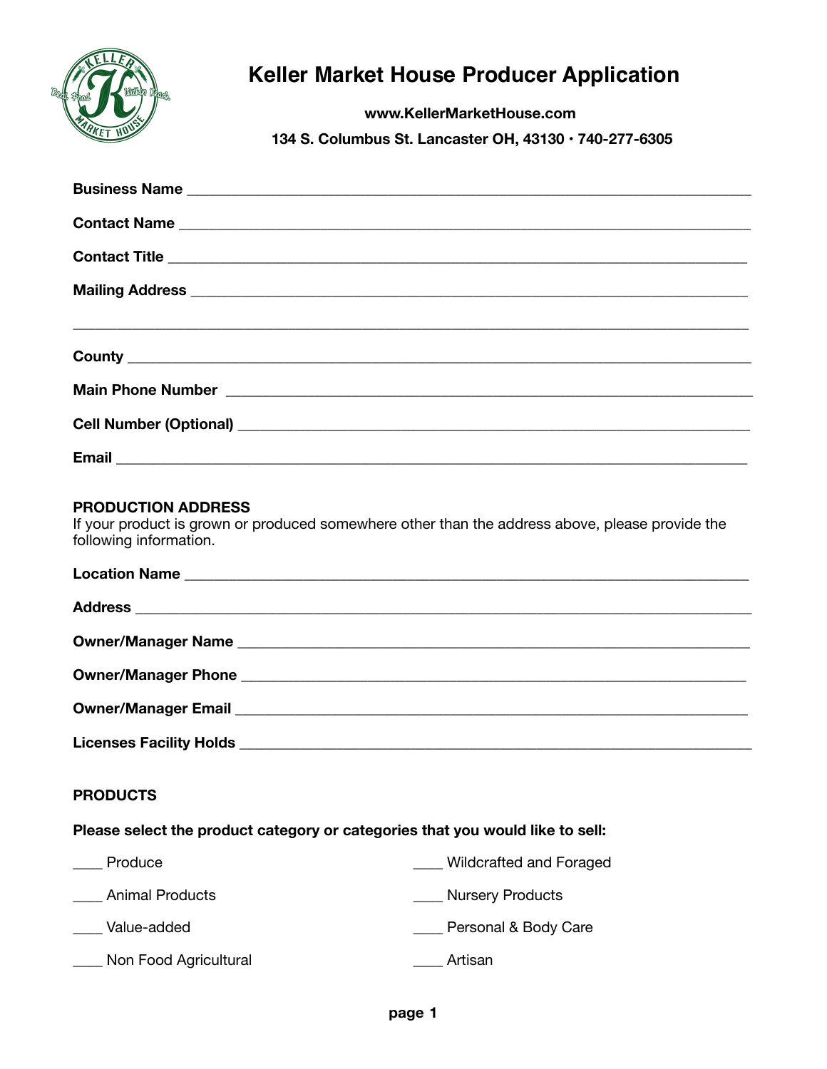# Keller Market House Producer Application

**www.KellerMarketHouse.com**

**134 S. Columbus St. Lancaster OH, 43130 • 740-277-6305**

**Business Name** ______________________________________________________________

**Contact Name** ______________________________________________________________

**Contact Title** ______________________________________________________________

**Mailing Address** ______________________________________________________________

______________________________________________________________

**County** ______________________________________________________________

**Main Phone Number** ______________________________________________________________

**Cell Number (Optional)** ______________________________________________________________

**Email** ______________________________________________________________

**PRODUCTION ADDRESS**

If your product is grown or produced somewhere other than the address above, please provide the following information.

**Location Name** ______________________________________________________________

**Address** ______________________________________________________________

**Owner/Manager Name** ______________________________________________________________

**Owner/Manager Phone** ______________________________________________________________

**Owner/Manager Email** ______________________________________________________________

**Licenses Facility Holds** ______________________________________________________________

**PRODUCTS**

**Please select the product category or categories that you would like to sell:**

____ Produce

____ Animal Products

____ Value-added

____ Non Food Agricultural

____ Wildcrafted and Foraged

____ Nursery Products

____ Personal & Body Care

____ Artisan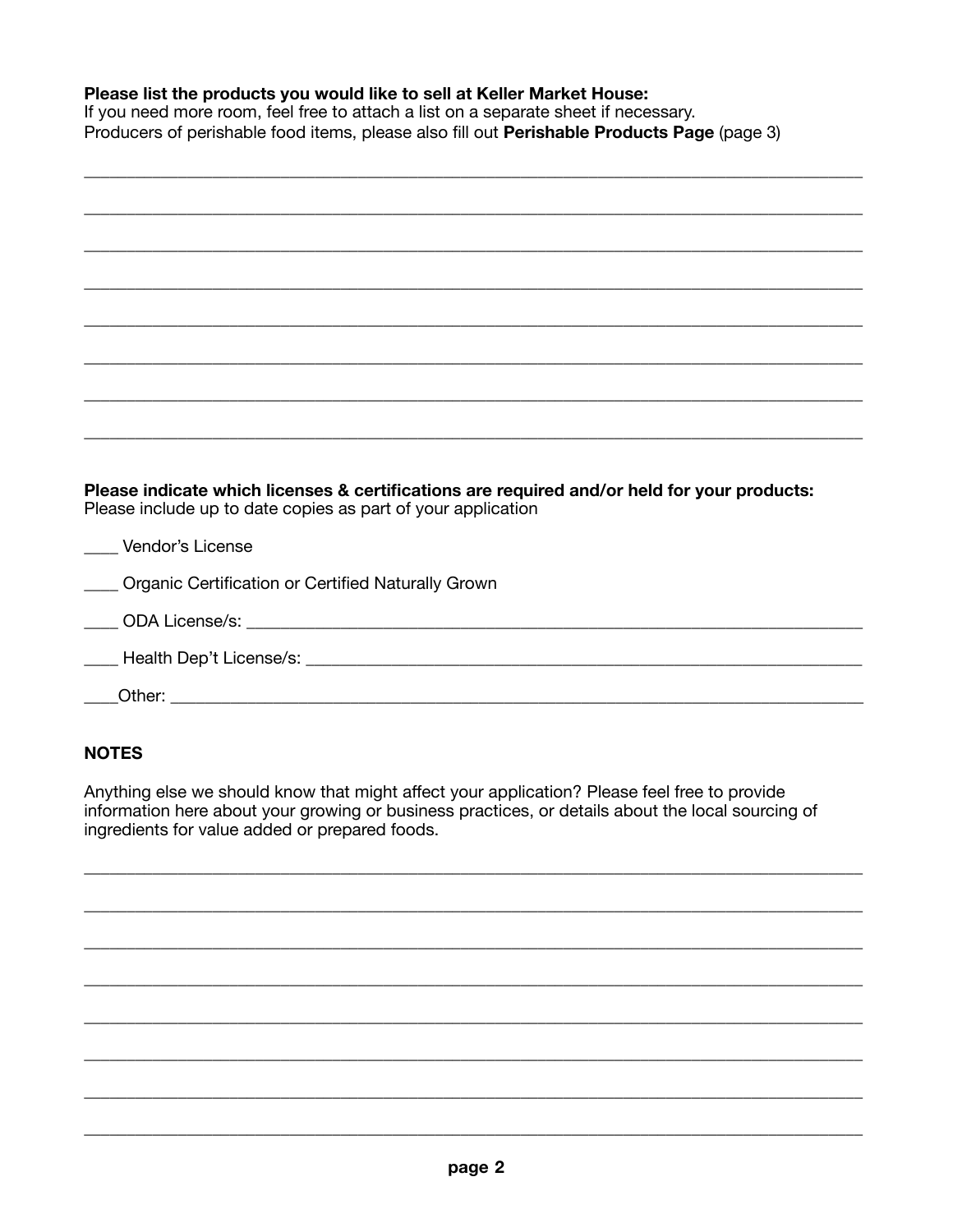**Please list the products you would like to sell at Keller Market House:**
If you need more room, feel free to attach a list on a separate sheet if necessary.
Producers of perishable food items, please also fill out **Perishable Products Page** (page 3)

______________________________________________________________________________

______________________________________________________________________________

______________________________________________________________________________

______________________________________________________________________________

______________________________________________________________________________

______________________________________________________________________________

______________________________________________________________________________

______________________________________________________________________________

**Please indicate which licenses & certifications are required and/or held for your products:**
Please include up to date copies as part of your application

____ Vendor's License

____ Organic Certification or Certified Naturally Grown

____ ODA License/s: ______________________________________________________________

____ Health Dep't License/s: ________________________________________________________

____Other: ______________________________________________________________________

**NOTES**

Anything else we should know that might affect your application? Please feel free to provide information here about your growing or business practices, or details about the local sourcing of ingredients for value added or prepared foods.

______________________________________________________________________________

______________________________________________________________________________

______________________________________________________________________________

______________________________________________________________________________

______________________________________________________________________________

______________________________________________________________________________

______________________________________________________________________________

______________________________________________________________________________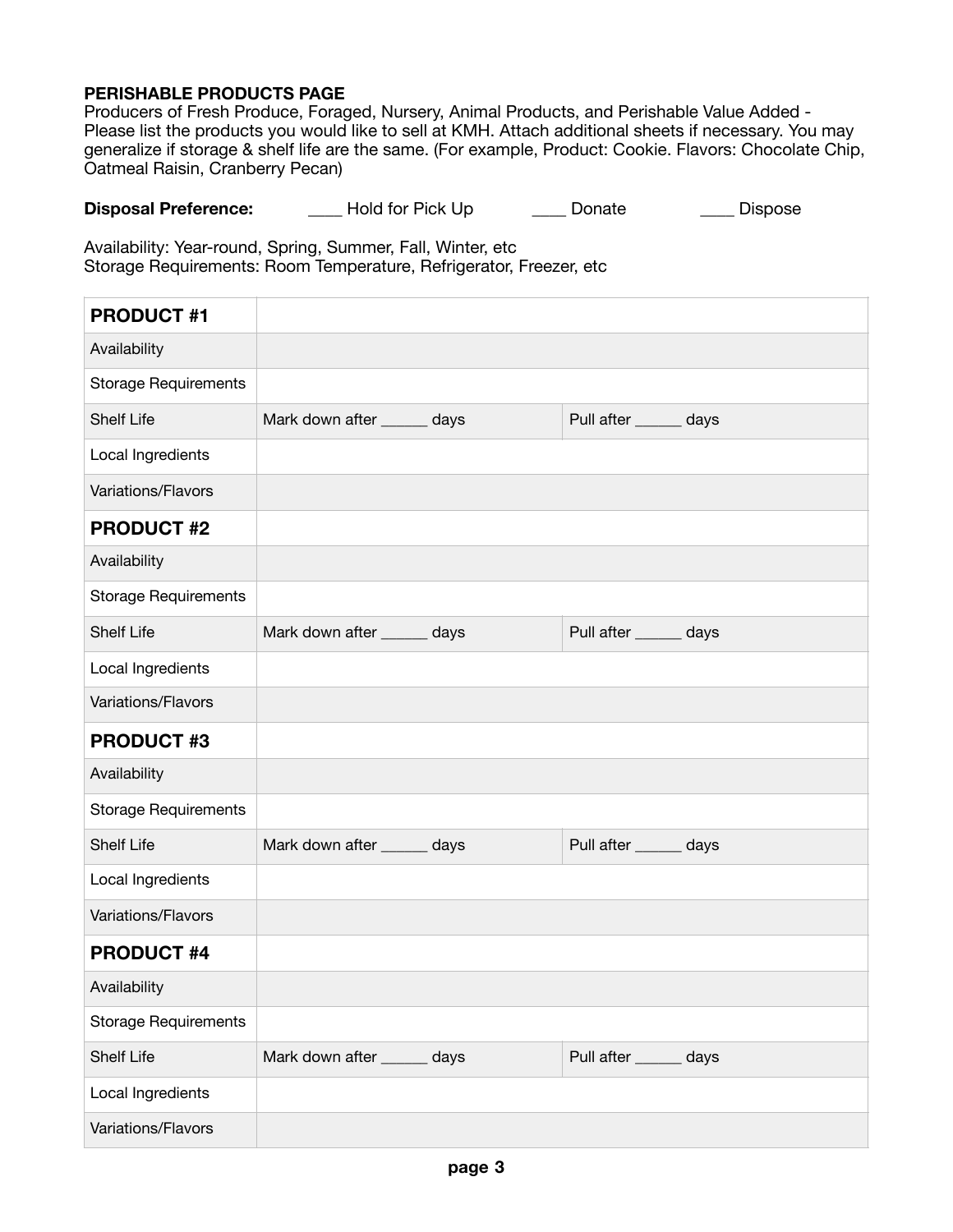**PERISHABLE PRODUCTS PAGE**

Producers of Fresh Produce, Foraged, Nursery, Animal Products, and Perishable Value Added - Please list the products you would like to sell at KMH. Attach additional sheets if necessary. You may generalize if storage & shelf life are the same. (For example, Product: Cookie. Flavors: Chocolate Chip, Oatmeal Raisin, Cranberry Pecan)

**Disposal Preference:** ____ Hold for Pick Up ____ Donate ____ Dispose

Availability: Year-round, Spring, Summer, Fall, Winter, etc
Storage Requirements: Room Temperature, Refrigerator, Freezer, etc

| **PRODUCT #1** | | |
|---|---|---|
| Availability | | |
| Storage Requirements | | |
| Shelf Life | Mark down after ______ days | Pull after ______ days |
| Local Ingredients | | |
| Variations/Flavors | | |
| **PRODUCT #2** | | |
| Availability | | |
| Storage Requirements | | |
| Shelf Life | Mark down after ______ days | Pull after ______ days |
| Local Ingredients | | |
| Variations/Flavors | | |
| **PRODUCT #3** | | |
| Availability | | |
| Storage Requirements | | |
| Shelf Life | Mark down after ______ days | Pull after ______ days |
| Local Ingredients | | |
| Variations/Flavors | | |
| **PRODUCT #4** | | |
| Availability | | |
| Storage Requirements | | |
| Shelf Life | Mark down after ______ days | Pull after ______ days |
| Local Ingredients | | |
| Variations/Flavors | | |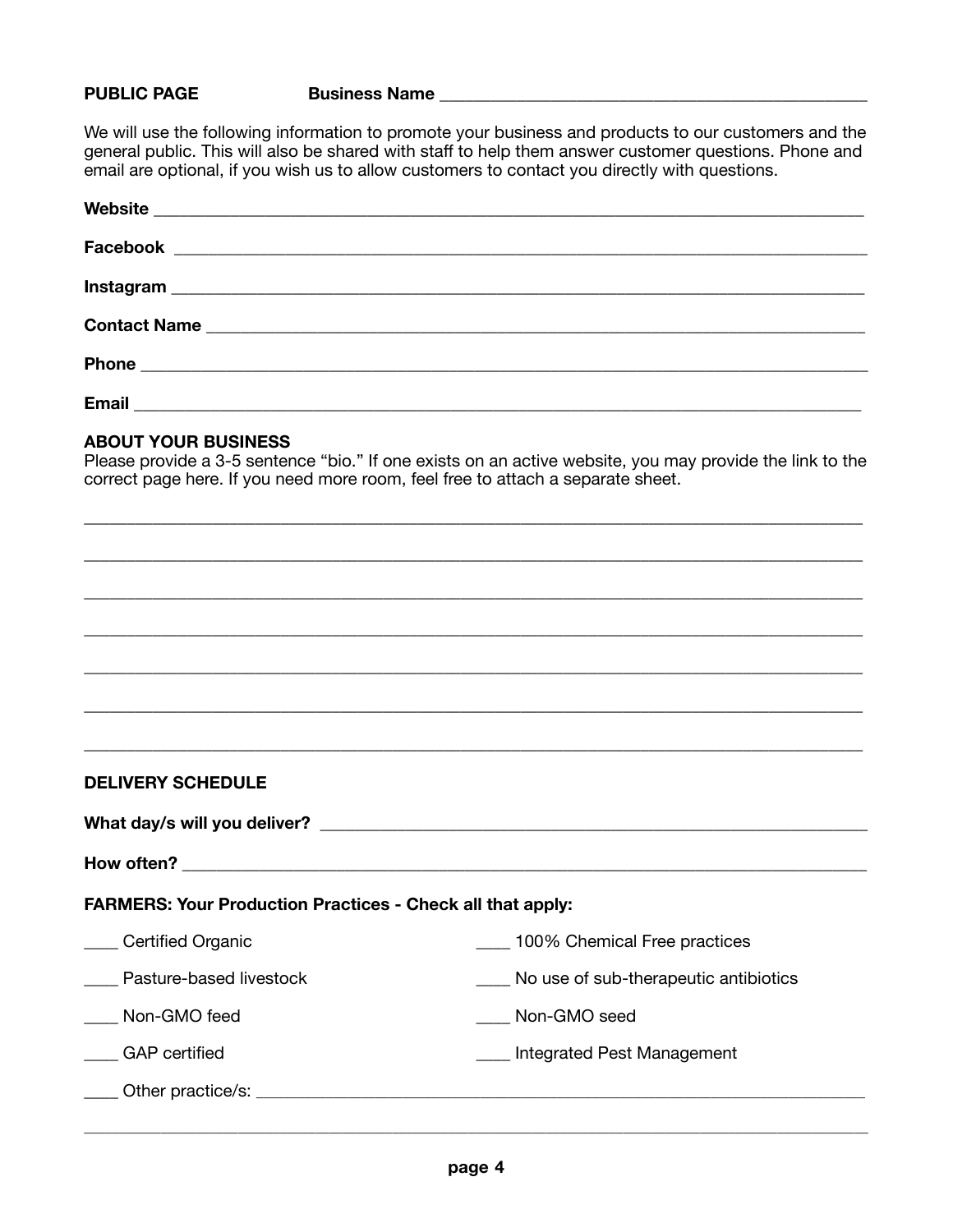**PUBLIC PAGE** **Business Name** ______________________________________________

We will use the following information to promote your business and products to our customers and the general public. This will also be shared with staff to help them answer customer questions. Phone and email are optional, if you wish us to allow customers to contact you directly with questions.

**Website** ________________________________________________________________________

**Facebook** _______________________________________________________________________

**Instagram** ______________________________________________________________________

**Contact Name** ___________________________________________________________________

**Phone** __________________________________________________________________________

**Email** __________________________________________________________________________

**ABOUT YOUR BUSINESS**

Please provide a 3-5 sentence "bio." If one exists on an active website, you may provide the link to the correct page here. If you need more room, feel free to attach a separate sheet.

__________________________________________________________________________________

__________________________________________________________________________________

__________________________________________________________________________________

__________________________________________________________________________________

__________________________________________________________________________________

__________________________________________________________________________________

__________________________________________________________________________________

**DELIVERY SCHEDULE**

**What day/s will you deliver?** ___________________________________________________

**How often?** ____________________________________________________________________

**FARMERS: Your Production Practices - Check all that apply:**

____ Certified Organic

____ 100% Chemical Free practices

____ Pasture-based livestock

____ No use of sub-therapeutic antibiotics

____ Non-GMO feed

____ Non-GMO seed

____ GAP certified

____ Integrated Pest Management

____ Other practice/s: _______________________________________________________________

__________________________________________________________________________________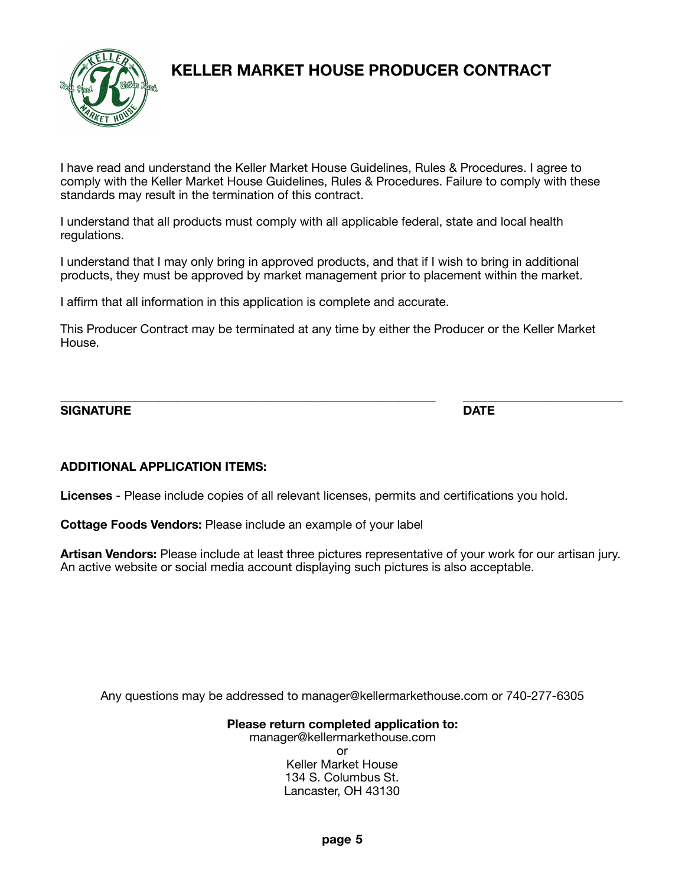# KELLER MARKET HOUSE PRODUCER CONTRACT

I have read and understand the Keller Market House Guidelines, Rules & Procedures. I agree to comply with the Keller Market House Guidelines, Rules & Procedures. Failure to comply with these standards may result in the termination of this contract.

I understand that all products must comply with all applicable federal, state and local health regulations.

I understand that I may only bring in approved products, and that if I wish to bring in additional products, they must be approved by market management prior to placement within the market.

I affirm that all information in this application is complete and accurate.

This Producer Contract may be terminated at any time by either the Producer or the Keller Market House.

\_\_\_\_\_\_\_\_\_\_\_\_\_\_\_\_\_\_\_\_\_\_\_\_\_\_\_\_\_\_\_\_\_\_\_\_\_\_\_\_\_\_\_\_\_\_\_\_\_\_\_\_\_\_\_\_\_\_\_\_ \_\_\_\_\_\_\_\_\_\_\_\_\_\_\_\_\_\_\_\_\_\_\_\_\_\_

**SIGNATURE** **DATE**

**ADDITIONAL APPLICATION ITEMS:**

**Licenses** - Please include copies of all relevant licenses, permits and certifications you hold.

**Cottage Foods Vendors:** Please include an example of your label

**Artisan Vendors:** Please include at least three pictures representative of your work for our artisan jury. An active website or social media account displaying such pictures is also acceptable.

Any questions may be addressed to manager@kellermarkethouse.com or 740-277-6305

**Please return completed application to:**
manager@kellermarkethouse.com
or
Keller Market House
134 S. Columbus St.
Lancaster, OH 43130